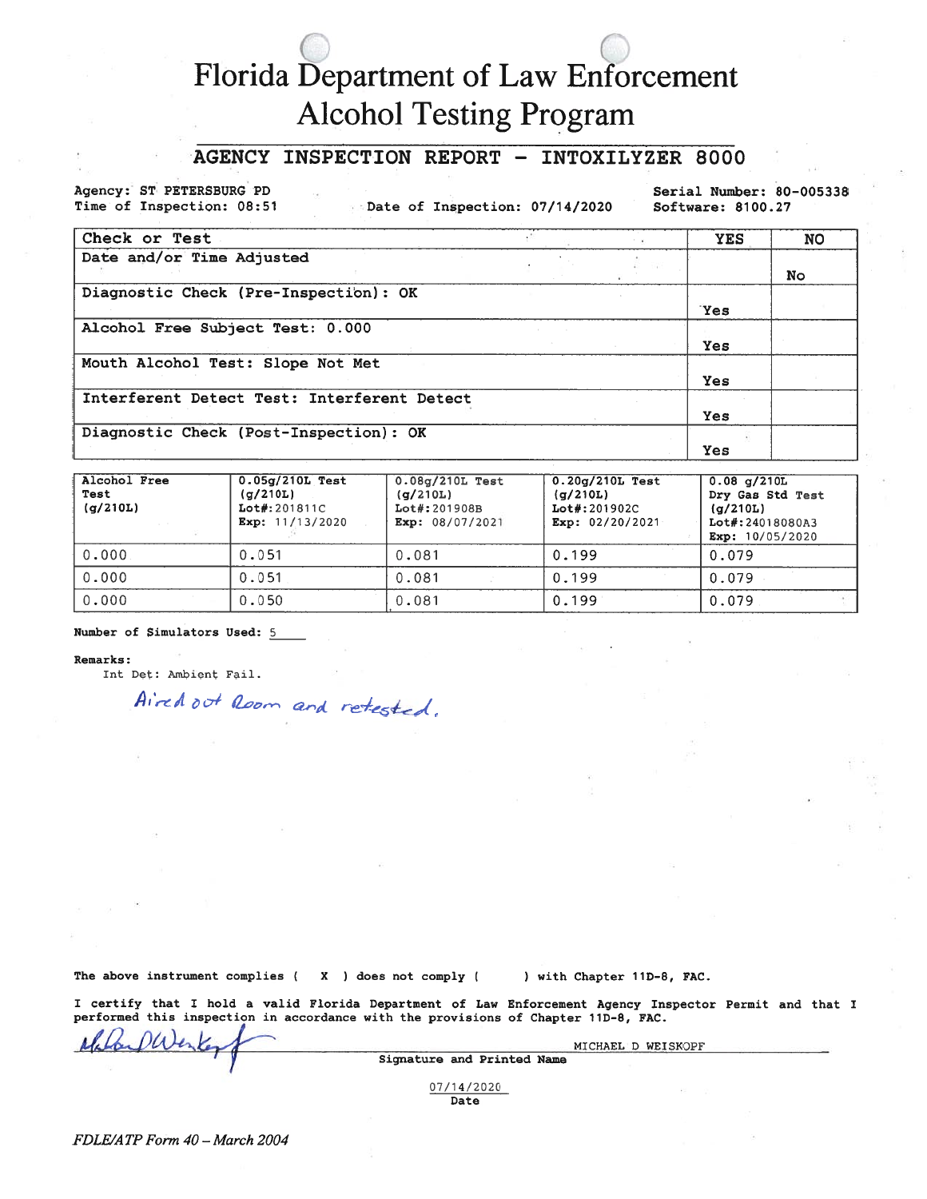# Florida Department of Law Enforcement
# Alcohol Testing Program

## AGENCY INSPECTION REPORT - INTOXILYZER 8000

Agency: ST PETERSBURG PD
Time of Inspection: 08:51

Date of Inspection: 07/14/2020

Serial Number: 80-005338
Software: 8100.27

| Check or Test | YES | NO |
|---|---|---|
| Date and/or Time Adjusted | | No |
| Diagnostic Check (Pre-Inspection): OK | Yes | |
| Alcohol Free Subject Test: 0.000 | Yes | |
| Mouth Alcohol Test: Slope Not Met | Yes | |
| Interferent Detect Test: Interferent Detect | Yes | |
| Diagnostic Check (Post-Inspection): OK | Yes | |

| Alcohol Free Test (g/210L) | 0.05g/210L Test (g/210L) Lot#:201811C Exp: 11/13/2020 | 0.08g/210L Test (g/210L) Lot#:201908B Exp: 08/07/2021 | 0.20g/210L Test (g/210L) Lot#:201902C Exp: 02/20/2021 | 0.08 g/210L Dry Gas Std Test (g/210L) Lot#:24018080A3 Exp: 10/05/2020 |
|---|---|---|---|---|
| 0.000 | 0.051 | 0.081 | 0.199 | 0.079 |
| 0.000 | 0.051 | 0.081 | 0.199 | 0.079 |
| 0.000 | 0.050 | 0.081 | 0.199 | 0.079 |

**Number of Simulators Used:** 5

**Remarks:**

Int Det: Ambient Fail.

*Aired out Room and retested.*

The above instrument complies ( X ) does not comply ( ) with Chapter 11D-8, FAC.

I certify that I hold a valid Florida Department of Law Enforcement Agency Inspector Permit and that I performed this inspection in accordance with the provisions of Chapter 11D-8, FAC.

[Signature] MICHAEL D WEISKOPF
Signature and Printed Name

07/14/2020
Date

*FDLE/ATP Form 40 – March 2004*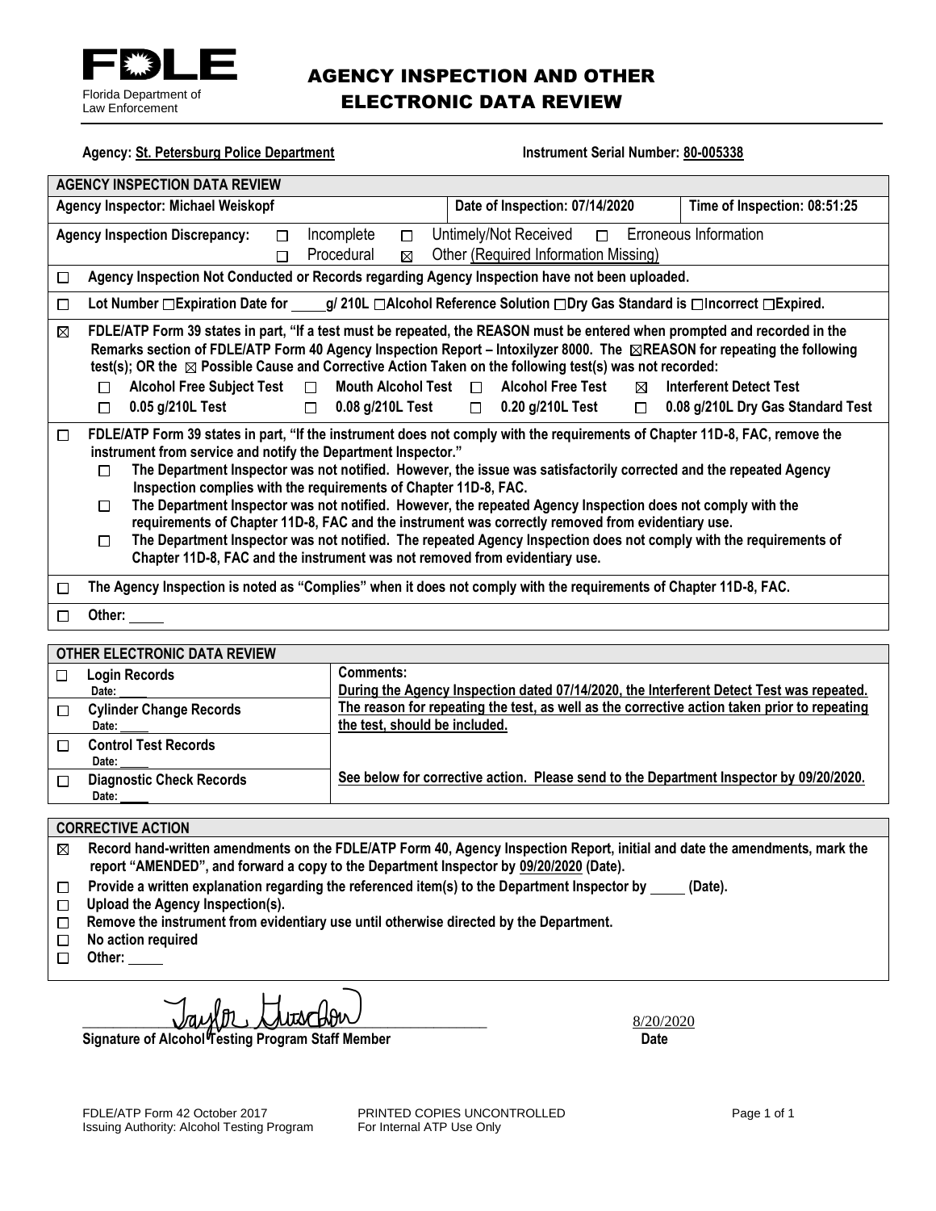**FDLE**
Florida Department of Law Enforcement

# AGENCY INSPECTION AND OTHER ELECTRONIC DATA REVIEW

**Agency: St. Petersburg Police Department** **Instrument Serial Number: 80-005338**

## AGENCY INSPECTION DATA REVIEW

| Agency Inspector: Michael Weiskopf | Date of Inspection: 07/14/2020 | Time of Inspection: 08:51:25 |
|---|---|---|

**Agency Inspection Discrepancy:** ☐ Incomplete ☐ Untimely/Not Received ☐ Erroneous Information ☐ Procedural ☒ Other (Required Information Missing)

☐ **Agency Inspection Not Conducted or Records regarding Agency Inspection have not been uploaded.**

☐ **Lot Number ☐Expiration Date for ____g/ 210L ☐Alcohol Reference Solution ☐Dry Gas Standard is ☐Incorrect ☐Expired.**

☒ **FDLE/ATP Form 39 states in part, "If a test must be repeated, the REASON must be entered when prompted and recorded in the Remarks section of FDLE/ATP Form 40 Agency Inspection Report – Intoxilyzer 8000. The ☒REASON for repeating the following test(s); OR the ☒ Possible Cause and Corrective Action Taken on the following test(s) was not recorded:**

- ☐ **Alcohol Free Subject Test** ☐ **Mouth Alcohol Test** ☐ **Alcohol Free Test** ☒ **Interferent Detect Test**
- ☐ **0.05 g/210L Test** ☐ **0.08 g/210L Test** ☐ **0.20 g/210L Test** ☐ **0.08 g/210L Dry Gas Standard Test**

☐ **FDLE/ATP Form 39 states in part, "If the instrument does not comply with the requirements of Chapter 11D-8, FAC, remove the instrument from service and notify the Department Inspector."**

- ☐ **The Department Inspector was not notified. However, the issue was satisfactorily corrected and the repeated Agency Inspection complies with the requirements of Chapter 11D-8, FAC.**
- ☐ **The Department Inspector was not notified. However, the repeated Agency Inspection does not comply with the requirements of Chapter 11D-8, FAC and the instrument was correctly removed from evidentiary use.**
- ☐ **The Department Inspector was not notified. The repeated Agency Inspection does not comply with the requirements of Chapter 11D-8, FAC and the instrument was not removed from evidentiary use.**

☐ **The Agency Inspection is noted as "Complies" when it does not comply with the requirements of Chapter 11D-8, FAC.**

☐ **Other:** ____

## OTHER ELECTRONIC DATA REVIEW

| | |
|---|---|
| ☐ **Login Records** Date: ____ | **Comments:** During the Agency Inspection dated 07/14/2020, the Interferent Detect Test was repeated. The reason for repeating the test, as well as the corrective action taken prior to repeating the test, should be included. See below for corrective action. Please send to the Department Inspector by 09/20/2020. |
| ☐ **Cylinder Change Records** Date: ____ | |
| ☐ **Control Test Records** Date: ____ | |
| ☐ **Diagnostic Check Records** Date: ____ | |

## CORRECTIVE ACTION

☒ **Record hand-written amendments on the FDLE/ATP Form 40, Agency Inspection Report, initial and date the amendments, mark the report "AMENDED", and forward a copy to the Department Inspector by 09/20/2020 (Date).**

☐ **Provide a written explanation regarding the referenced item(s) to the Department Inspector by ____ (Date).**

☐ **Upload the Agency Inspection(s).**

☐ **Remove the instrument from evidentiary use until otherwise directed by the Department.**

☐ **No action required**

☐ **Other:** ____

Taylor Gustafson — 8/20/2020

**Signature of Alcohol Testing Program Staff Member** **Date**

FDLE/ATP Form 42 October 2017
Issuing Authority: Alcohol Testing Program

PRINTED COPIES UNCONTROLLED
For Internal ATP Use Only